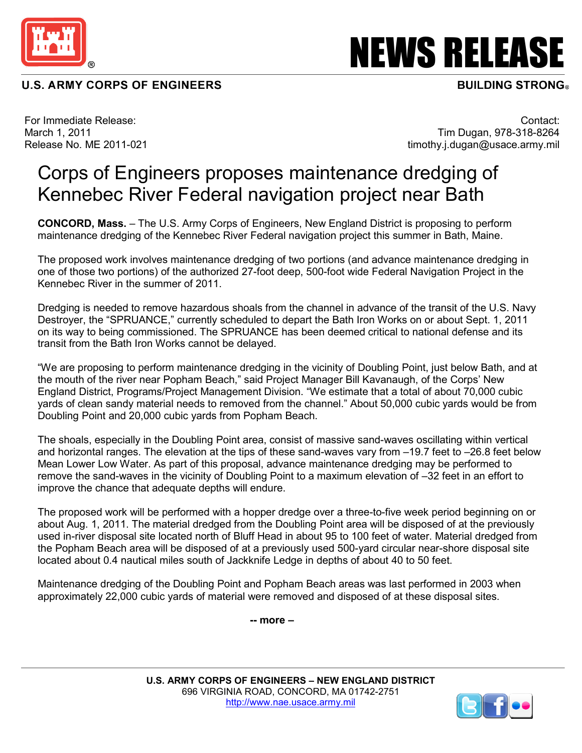U.S. ARMY CORPS OF ENGINEERS

# NEWS RELEASE

BUILDING STRONG®

For Immediate Release:
March 1, 2011
Release No. ME 2011-021

Contact:
Tim Dugan, 978-318-8264
timothy.j.dugan@usace.army.mil

# Corps of Engineers proposes maintenance dredging of Kennebec River Federal navigation project near Bath

**CONCORD, Mass.** – The U.S. Army Corps of Engineers, New England District is proposing to perform maintenance dredging of the Kennebec River Federal navigation project this summer in Bath, Maine.

The proposed work involves maintenance dredging of two portions (and advance maintenance dredging in one of those two portions) of the authorized 27-foot deep, 500-foot wide Federal Navigation Project in the Kennebec River in the summer of 2011.

Dredging is needed to remove hazardous shoals from the channel in advance of the transit of the U.S. Navy Destroyer, the "SPRUANCE," currently scheduled to depart the Bath Iron Works on or about Sept. 1, 2011 on its way to being commissioned. The SPRUANCE has been deemed critical to national defense and its transit from the Bath Iron Works cannot be delayed.

"We are proposing to perform maintenance dredging in the vicinity of Doubling Point, just below Bath, and at the mouth of the river near Popham Beach," said Project Manager Bill Kavanaugh, of the Corps' New England District, Programs/Project Management Division. "We estimate that a total of about 70,000 cubic yards of clean sandy material needs to removed from the channel." About 50,000 cubic yards would be from Doubling Point and 20,000 cubic yards from Popham Beach.

The shoals, especially in the Doubling Point area, consist of massive sand-waves oscillating within vertical and horizontal ranges. The elevation at the tips of these sand-waves vary from –19.7 feet to –26.8 feet below Mean Lower Low Water. As part of this proposal, advance maintenance dredging may be performed to remove the sand-waves in the vicinity of Doubling Point to a maximum elevation of –32 feet in an effort to improve the chance that adequate depths will endure.

The proposed work will be performed with a hopper dredge over a three-to-five week period beginning on or about Aug. 1, 2011. The material dredged from the Doubling Point area will be disposed of at the previously used in-river disposal site located north of Bluff Head in about 95 to 100 feet of water. Material dredged from the Popham Beach area will be disposed of at a previously used 500-yard circular near-shore disposal site located about 0.4 nautical miles south of Jackknife Ledge in depths of about 40 to 50 feet.

Maintenance dredging of the Doubling Point and Popham Beach areas was last performed in 2003 when approximately 22,000 cubic yards of material were removed and disposed of at these disposal sites.

**-- more –**

**U.S. ARMY CORPS OF ENGINEERS – NEW ENGLAND DISTRICT**
696 VIRGINIA ROAD, CONCORD, MA 01742-2751
http://www.nae.usace.army.mil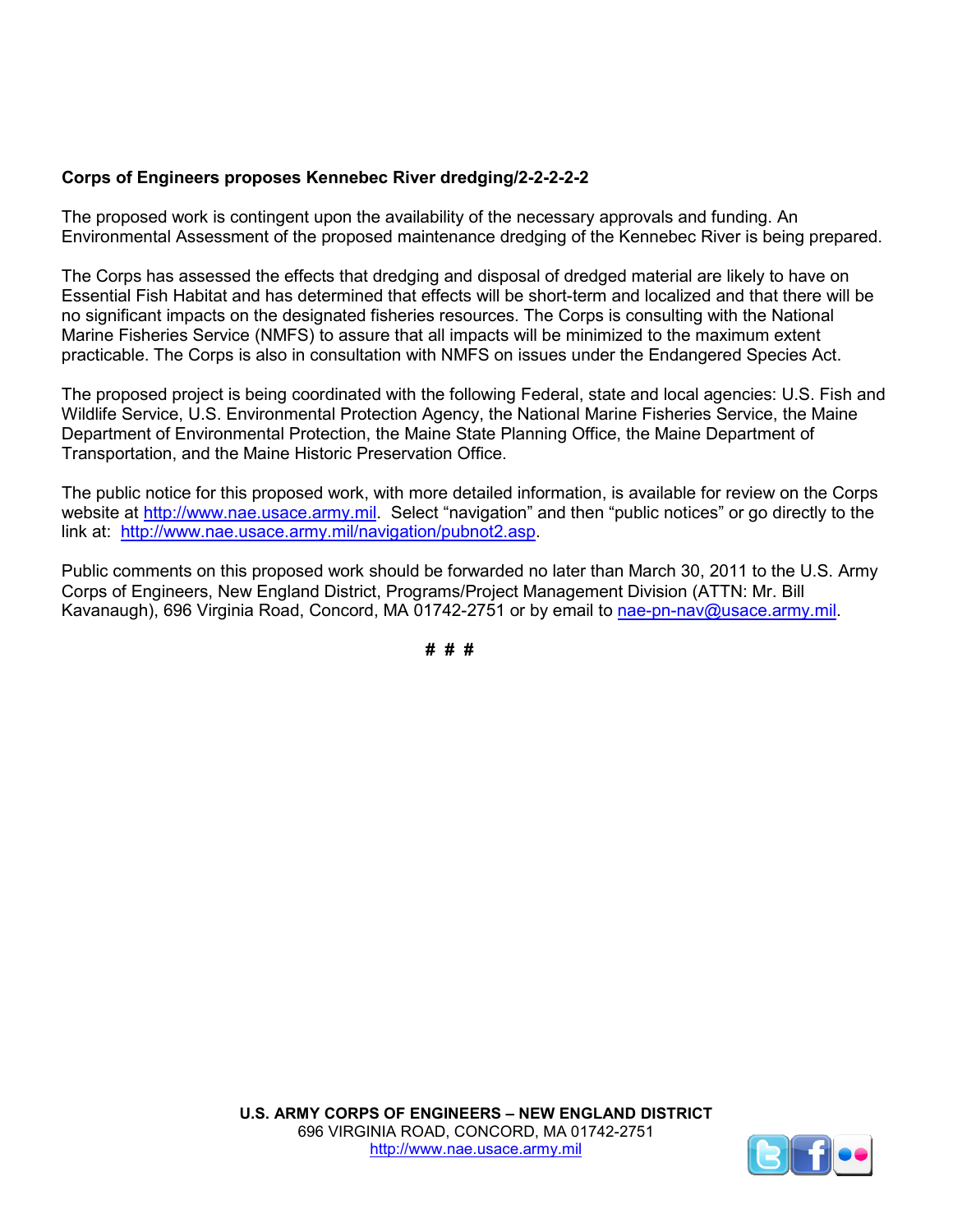**Corps of Engineers proposes Kennebec River dredging/2-2-2-2-2**

The proposed work is contingent upon the availability of the necessary approvals and funding. An Environmental Assessment of the proposed maintenance dredging of the Kennebec River is being prepared.

The Corps has assessed the effects that dredging and disposal of dredged material are likely to have on Essential Fish Habitat and has determined that effects will be short-term and localized and that there will be no significant impacts on the designated fisheries resources. The Corps is consulting with the National Marine Fisheries Service (NMFS) to assure that all impacts will be minimized to the maximum extent practicable. The Corps is also in consultation with NMFS on issues under the Endangered Species Act.

The proposed project is being coordinated with the following Federal, state and local agencies: U.S. Fish and Wildlife Service, U.S. Environmental Protection Agency, the National Marine Fisheries Service, the Maine Department of Environmental Protection, the Maine State Planning Office, the Maine Department of Transportation, and the Maine Historic Preservation Office.

The public notice for this proposed work, with more detailed information, is available for review on the Corps website at http://www.nae.usace.army.mil. Select "navigation" and then "public notices" or go directly to the link at: http://www.nae.usace.army.mil/navigation/pubnot2.asp.

Public comments on this proposed work should be forwarded no later than March 30, 2011 to the U.S. Army Corps of Engineers, New England District, Programs/Project Management Division (ATTN: Mr. Bill Kavanaugh), 696 Virginia Road, Concord, MA 01742-2751 or by email to nae-pn-nav@usace.army.mil.

# # #

**U.S. ARMY CORPS OF ENGINEERS – NEW ENGLAND DISTRICT**
696 VIRGINIA ROAD, CONCORD, MA 01742-2751
http://www.nae.usace.army.mil